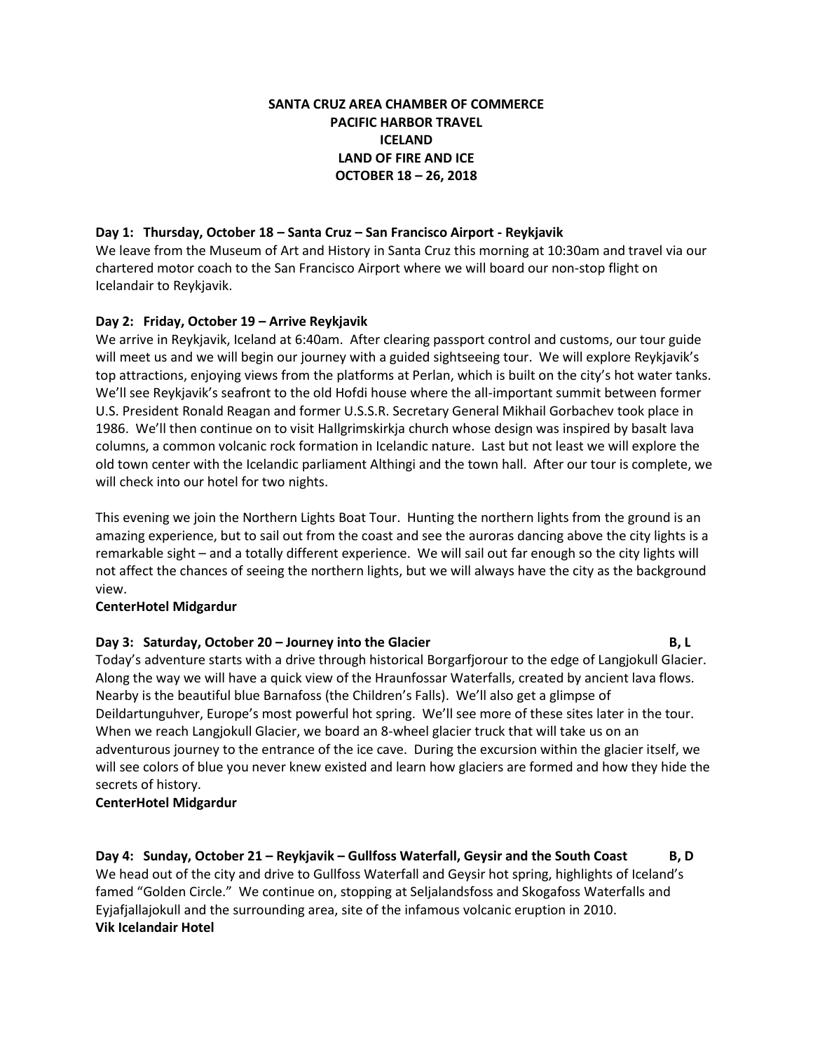**SANTA CRUZ AREA CHAMBER OF COMMERCE**
**PACIFIC HARBOR TRAVEL**
**ICELAND**
**LAND OF FIRE AND ICE**
**OCTOBER 18 – 26, 2018**

**Day 1: Thursday, October 18 – Santa Cruz – San Francisco Airport - Reykjavik**

We leave from the Museum of Art and History in Santa Cruz this morning at 10:30am and travel via our chartered motor coach to the San Francisco Airport where we will board our non-stop flight on Icelandair to Reykjavik.

**Day 2: Friday, October 19 – Arrive Reykjavik**

We arrive in Reykjavik, Iceland at 6:40am. After clearing passport control and customs, our tour guide will meet us and we will begin our journey with a guided sightseeing tour. We will explore Reykjavik's top attractions, enjoying views from the platforms at Perlan, which is built on the city's hot water tanks. We'll see Reykjavik's seafront to the old Hofdi house where the all-important summit between former U.S. President Ronald Reagan and former U.S.S.R. Secretary General Mikhail Gorbachev took place in 1986. We'll then continue on to visit Hallgrimskirkja church whose design was inspired by basalt lava columns, a common volcanic rock formation in Icelandic nature. Last but not least we will explore the old town center with the Icelandic parliament Althingi and the town hall. After our tour is complete, we will check into our hotel for two nights.

This evening we join the Northern Lights Boat Tour. Hunting the northern lights from the ground is an amazing experience, but to sail out from the coast and see the auroras dancing above the city lights is a remarkable sight – and a totally different experience. We will sail out far enough so the city lights will not affect the chances of seeing the northern lights, but we will always have the city as the background view.

**CenterHotel Midgardur**

**Day 3: Saturday, October 20 – Journey into the Glacier** **B, L**

Today's adventure starts with a drive through historical Borgarfjorour to the edge of Langjokull Glacier. Along the way we will have a quick view of the Hraunfossar Waterfalls, created by ancient lava flows. Nearby is the beautiful blue Barnafoss (the Children's Falls). We'll also get a glimpse of Deildartunguhver, Europe's most powerful hot spring. We'll see more of these sites later in the tour. When we reach Langjokull Glacier, we board an 8-wheel glacier truck that will take us on an adventurous journey to the entrance of the ice cave. During the excursion within the glacier itself, we will see colors of blue you never knew existed and learn how glaciers are formed and how they hide the secrets of history.

**CenterHotel Midgardur**

**Day 4: Sunday, October 21 – Reykjavik – Gullfoss Waterfall, Geysir and the South Coast** **B, D**

We head out of the city and drive to Gullfoss Waterfall and Geysir hot spring, highlights of Iceland's famed "Golden Circle." We continue on, stopping at Seljalandsfoss and Skogafoss Waterfalls and Eyjafjallajokull and the surrounding area, site of the infamous volcanic eruption in 2010.

**Vik Icelandair Hotel**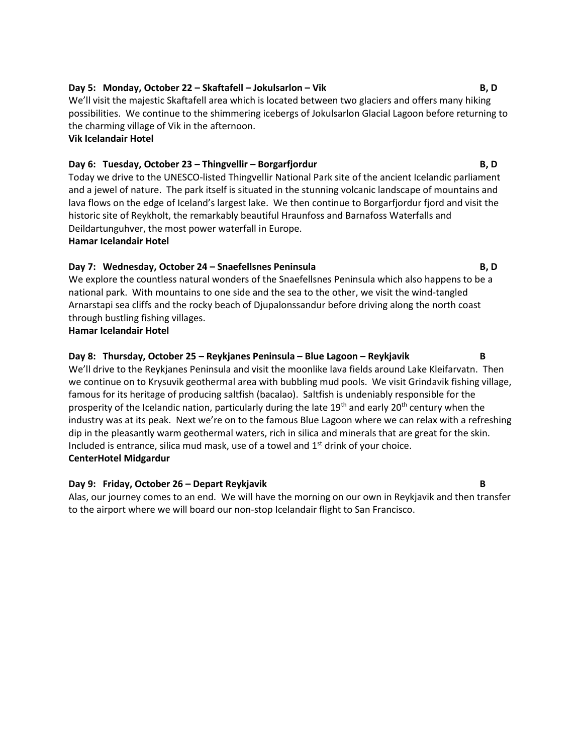**Day 5: Monday, October 22 – Skaftafell – Jokulsarlon – Vik** **B, D**

We'll visit the majestic Skaftafell area which is located between two glaciers and offers many hiking possibilities. We continue to the shimmering icebergs of Jokulsarlon Glacial Lagoon before returning to the charming village of Vik in the afternoon.

**Vik Icelandair Hotel**

**Day 6: Tuesday, October 23 – Thingvellir – Borgarfjordur** **B, D**

Today we drive to the UNESCO-listed Thingvellir National Park site of the ancient Icelandic parliament and a jewel of nature. The park itself is situated in the stunning volcanic landscape of mountains and lava flows on the edge of Iceland's largest lake. We then continue to Borgarfjordur fjord and visit the historic site of Reykholt, the remarkably beautiful Hraunfoss and Barnafoss Waterfalls and Deildartunguhver, the most power waterfall in Europe.

**Hamar Icelandair Hotel**

**Day 7: Wednesday, October 24 – Snaefellsnes Peninsula** **B, D**

We explore the countless natural wonders of the Snaefellsnes Peninsula which also happens to be a national park. With mountains to one side and the sea to the other, we visit the wind-tangled Arnarstapi sea cliffs and the rocky beach of Djupalonssandur before driving along the north coast through bustling fishing villages.

**Hamar Icelandair Hotel**

**Day 8: Thursday, October 25 – Reykjanes Peninsula – Blue Lagoon – Reykjavik** **B**

We'll drive to the Reykjanes Peninsula and visit the moonlike lava fields around Lake Kleifarvatn. Then we continue on to Krysuvik geothermal area with bubbling mud pools. We visit Grindavik fishing village, famous for its heritage of producing saltfish (bacalao). Saltfish is undeniably responsible for the prosperity of the Icelandic nation, particularly during the late 19th and early 20th century when the industry was at its peak. Next we're on to the famous Blue Lagoon where we can relax with a refreshing dip in the pleasantly warm geothermal waters, rich in silica and minerals that are great for the skin. Included is entrance, silica mud mask, use of a towel and 1st drink of your choice.

**CenterHotel Midgardur**

**Day 9: Friday, October 26 – Depart Reykjavik** **B**

Alas, our journey comes to an end. We will have the morning on our own in Reykjavik and then transfer to the airport where we will board our non-stop Icelandair flight to San Francisco.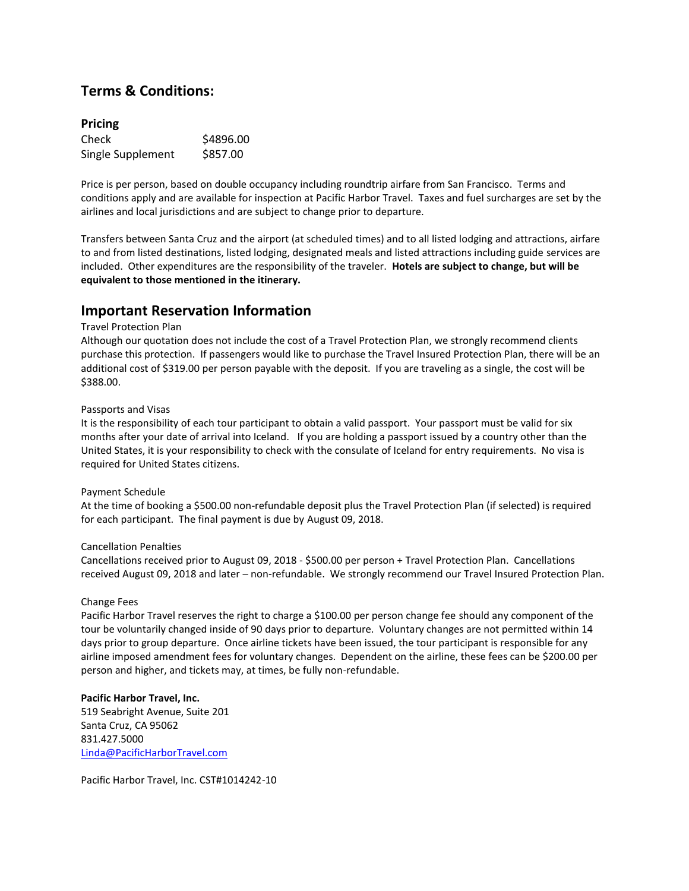## Terms & Conditions:

### Pricing

| | |
|---|---|
| Check | \$4896.00 |
| Single Supplement | \$857.00 |

Price is per person, based on double occupancy including roundtrip airfare from San Francisco. Terms and conditions apply and are available for inspection at Pacific Harbor Travel. Taxes and fuel surcharges are set by the airlines and local jurisdictions and are subject to change prior to departure.

Transfers between Santa Cruz and the airport (at scheduled times) and to all listed lodging and attractions, airfare to and from listed destinations, listed lodging, designated meals and listed attractions including guide services are included. Other expenditures are the responsibility of the traveler. **Hotels are subject to change, but will be equivalent to those mentioned in the itinerary.**

## Important Reservation Information

Travel Protection Plan

Although our quotation does not include the cost of a Travel Protection Plan, we strongly recommend clients purchase this protection. If passengers would like to purchase the Travel Insured Protection Plan, there will be an additional cost of \$319.00 per person payable with the deposit. If you are traveling as a single, the cost will be \$388.00.

Passports and Visas

It is the responsibility of each tour participant to obtain a valid passport. Your passport must be valid for six months after your date of arrival into Iceland. If you are holding a passport issued by a country other than the United States, it is your responsibility to check with the consulate of Iceland for entry requirements. No visa is required for United States citizens.

Payment Schedule

At the time of booking a \$500.00 non-refundable deposit plus the Travel Protection Plan (if selected) is required for each participant. The final payment is due by August 09, 2018.

Cancellation Penalties

Cancellations received prior to August 09, 2018 - \$500.00 per person + Travel Protection Plan. Cancellations received August 09, 2018 and later – non-refundable. We strongly recommend our Travel Insured Protection Plan.

Change Fees

Pacific Harbor Travel reserves the right to charge a \$100.00 per person change fee should any component of the tour be voluntarily changed inside of 90 days prior to departure. Voluntary changes are not permitted within 14 days prior to group departure. Once airline tickets have been issued, the tour participant is responsible for any airline imposed amendment fees for voluntary changes. Dependent on the airline, these fees can be \$200.00 per person and higher, and tickets may, at times, be fully non-refundable.

**Pacific Harbor Travel, Inc.**
519 Seabright Avenue, Suite 201
Santa Cruz, CA 95062
831.427.5000
Linda@PacificHarborTravel.com

Pacific Harbor Travel, Inc. CST#1014242-10